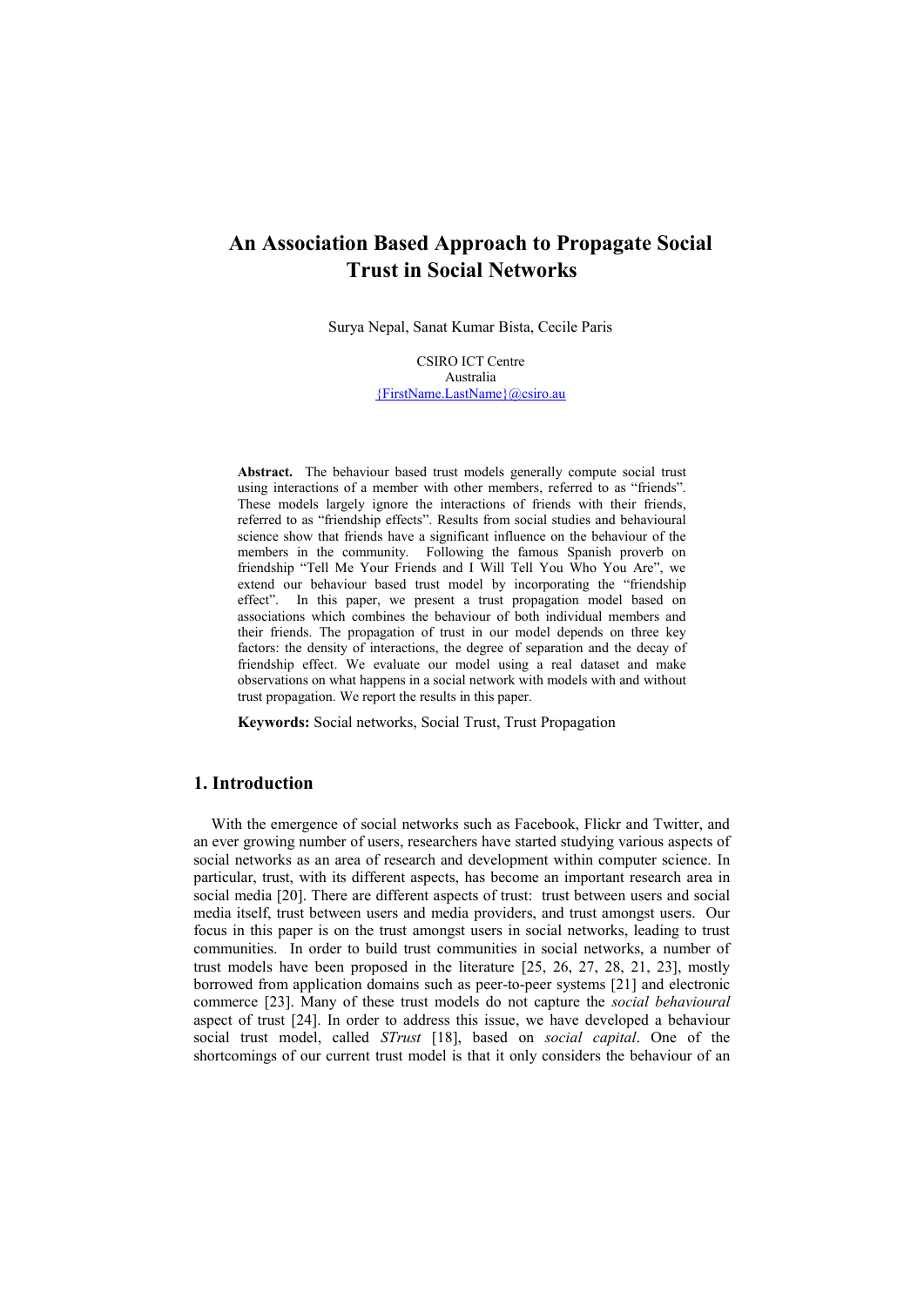# An Association Based Approach to Propagate Social Trust in Social Networks

Surya Nepal, Sanat Kumar Bista, Cecile Paris

CSIRO ICT Centre
Australia
{FirstName.LastName}@csiro.au

**Abstract.** The behaviour based trust models generally compute social trust using interactions of a member with other members, referred to as "friends". These models largely ignore the interactions of friends with their friends, referred to as "friendship effects". Results from social studies and behavioural science show that friends have a significant influence on the behaviour of the members in the community. Following the famous Spanish proverb on friendship "Tell Me Your Friends and I Will Tell You Who You Are", we extend our behaviour based trust model by incorporating the "friendship effect". In this paper, we present a trust propagation model based on associations which combines the behaviour of both individual members and their friends. The propagation of trust in our model depends on three key factors: the density of interactions, the degree of separation and the decay of friendship effect. We evaluate our model using a real dataset and make observations on what happens in a social network with models with and without trust propagation. We report the results in this paper.

**Keywords:** Social networks, Social Trust, Trust Propagation

## 1. Introduction

With the emergence of social networks such as Facebook, Flickr and Twitter, and an ever growing number of users, researchers have started studying various aspects of social networks as an area of research and development within computer science. In particular, trust, with its different aspects, has become an important research area in social media [20]. There are different aspects of trust: trust between users and social media itself, trust between users and media providers, and trust amongst users. Our focus in this paper is on the trust amongst users in social networks, leading to trust communities. In order to build trust communities in social networks, a number of trust models have been proposed in the literature [25, 26, 27, 28, 21, 23], mostly borrowed from application domains such as peer-to-peer systems [21] and electronic commerce [23]. Many of these trust models do not capture the *social behavioural* aspect of trust [24]. In order to address this issue, we have developed a behaviour social trust model, called *STrust* [18], based on *social capital*. One of the shortcomings of our current trust model is that it only considers the behaviour of an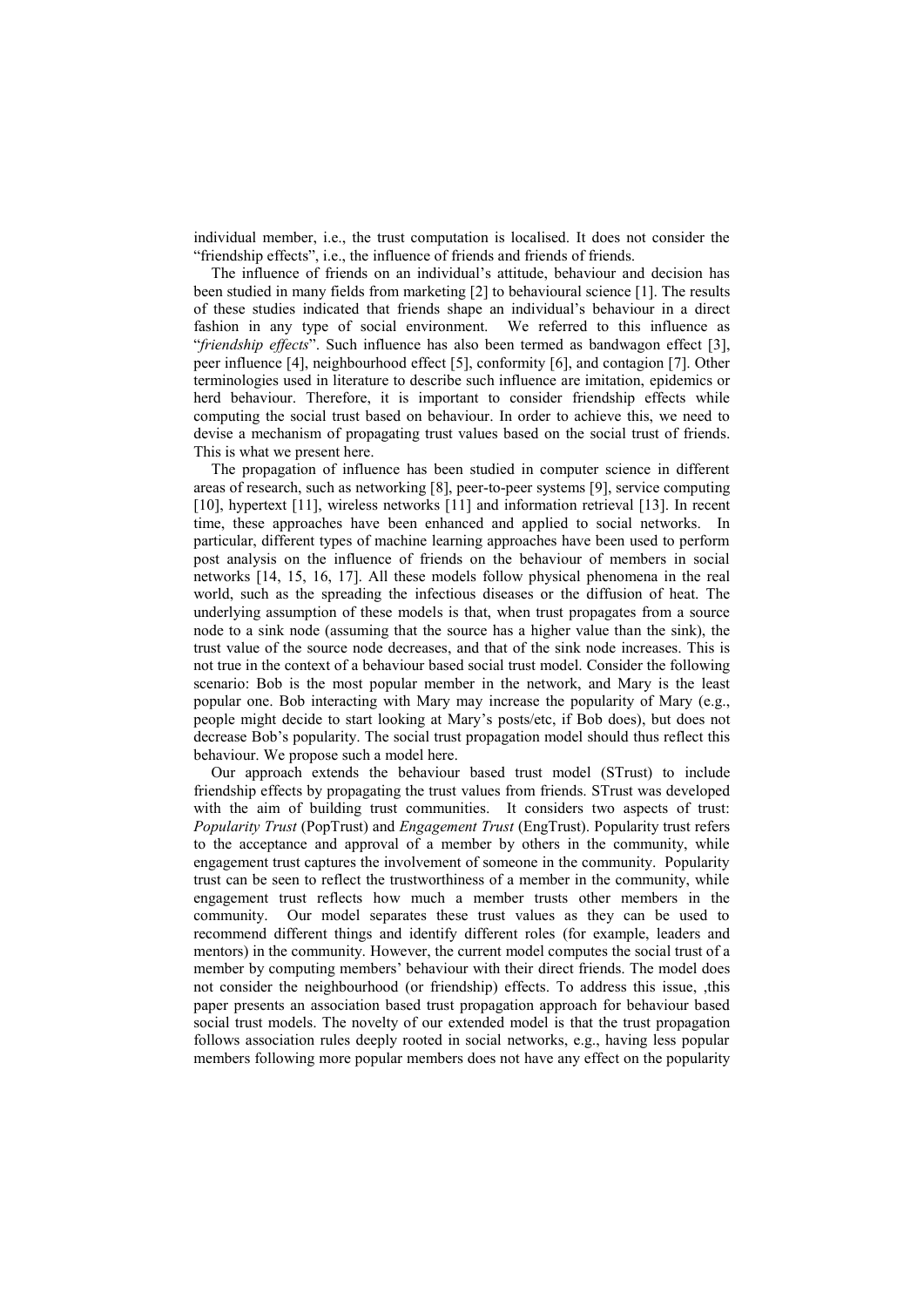individual member, i.e., the trust computation is localised. It does not consider the "friendship effects", i.e., the influence of friends and friends of friends.

The influence of friends on an individual's attitude, behaviour and decision has been studied in many fields from marketing [2] to behavioural science [1]. The results of these studies indicated that friends shape an individual's behaviour in a direct fashion in any type of social environment. We referred to this influence as "*friendship effects*". Such influence has also been termed as bandwagon effect [3], peer influence [4], neighbourhood effect [5], conformity [6], and contagion [7]. Other terminologies used in literature to describe such influence are imitation, epidemics or herd behaviour. Therefore, it is important to consider friendship effects while computing the social trust based on behaviour. In order to achieve this, we need to devise a mechanism of propagating trust values based on the social trust of friends. This is what we present here.

The propagation of influence has been studied in computer science in different areas of research, such as networking [8], peer-to-peer systems [9], service computing [10], hypertext [11], wireless networks [11] and information retrieval [13]. In recent time, these approaches have been enhanced and applied to social networks. In particular, different types of machine learning approaches have been used to perform post analysis on the influence of friends on the behaviour of members in social networks [14, 15, 16, 17]. All these models follow physical phenomena in the real world, such as the spreading the infectious diseases or the diffusion of heat. The underlying assumption of these models is that, when trust propagates from a source node to a sink node (assuming that the source has a higher value than the sink), the trust value of the source node decreases, and that of the sink node increases. This is not true in the context of a behaviour based social trust model. Consider the following scenario: Bob is the most popular member in the network, and Mary is the least popular one. Bob interacting with Mary may increase the popularity of Mary (e.g., people might decide to start looking at Mary's posts/etc, if Bob does), but does not decrease Bob's popularity. The social trust propagation model should thus reflect this behaviour. We propose such a model here.

Our approach extends the behaviour based trust model (STrust) to include friendship effects by propagating the trust values from friends. STrust was developed with the aim of building trust communities. It considers two aspects of trust: *Popularity Trust* (PopTrust) and *Engagement Trust* (EngTrust). Popularity trust refers to the acceptance and approval of a member by others in the community, while engagement trust captures the involvement of someone in the community. Popularity trust can be seen to reflect the trustworthiness of a member in the community, while engagement trust reflects how much a member trusts other members in the community. Our model separates these trust values as they can be used to recommend different things and identify different roles (for example, leaders and mentors) in the community. However, the current model computes the social trust of a member by computing members' behaviour with their direct friends. The model does not consider the neighbourhood (or friendship) effects. To address this issue, ,this paper presents an association based trust propagation approach for behaviour based social trust models. The novelty of our extended model is that the trust propagation follows association rules deeply rooted in social networks, e.g., having less popular members following more popular members does not have any effect on the popularity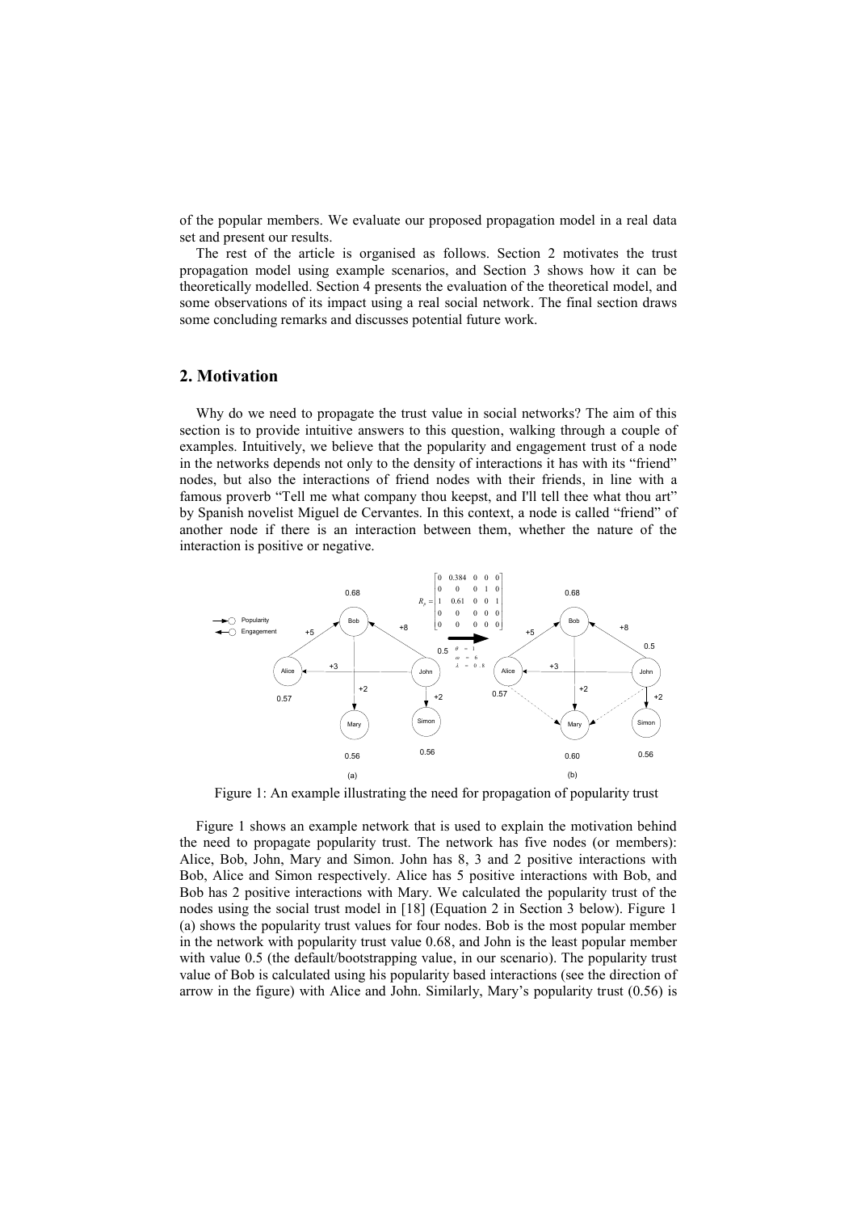of the popular members. We evaluate our proposed propagation model in a real data set and present our results.

The rest of the article is organised as follows. Section 2 motivates the trust propagation model using example scenarios, and Section 3 shows how it can be theoretically modelled. Section 4 presents the evaluation of the theoretical model, and some observations of its impact using a real social network. The final section draws some concluding remarks and discusses potential future work.

## 2. Motivation

Why do we need to propagate the trust value in social networks? The aim of this section is to provide intuitive answers to this question, walking through a couple of examples. Intuitively, we believe that the popularity and engagement trust of a node in the networks depends not only to the density of interactions it has with its "friend" nodes, but also the interactions of friend nodes with their friends, in line with a famous proverb "Tell me what company thou keepst, and I'll tell thee what thou art" by Spanish novelist Miguel de Cervantes. In this context, a node is called "friend" of another node if there is an interaction between them, whether the nature of the interaction is positive or negative.

$$R_p = \begin{bmatrix} 0 & 0.384 & 0 & 0 & 0 \\ 0 & 0 & 0 & 1 & 0 \\ 1 & 0.61 & 0 & 0 & 1 \\ 0 & 0 & 0 & 0 & 0 \\ 0 & 0 & 0 & 0 & 0 \end{bmatrix} \quad \theta = 1, \ \omega = 6, \ \lambda = 0.8$$

Figure 1: An example illustrating the need for propagation of popularity trust

Figure 1 shows an example network that is used to explain the motivation behind the need to propagate popularity trust. The network has five nodes (or members): Alice, Bob, John, Mary and Simon. John has 8, 3 and 2 positive interactions with Bob, Alice and Simon respectively. Alice has 5 positive interactions with Bob, and Bob has 2 positive interactions with Mary. We calculated the popularity trust of the nodes using the social trust model in [18] (Equation 2 in Section 3 below). Figure 1 (a) shows the popularity trust values for four nodes. Bob is the most popular member in the network with popularity trust value 0.68, and John is the least popular member with value 0.5 (the default/bootstrapping value, in our scenario). The popularity trust value of Bob is calculated using his popularity based interactions (see the direction of arrow in the figure) with Alice and John. Similarly, Mary's popularity trust (0.56) is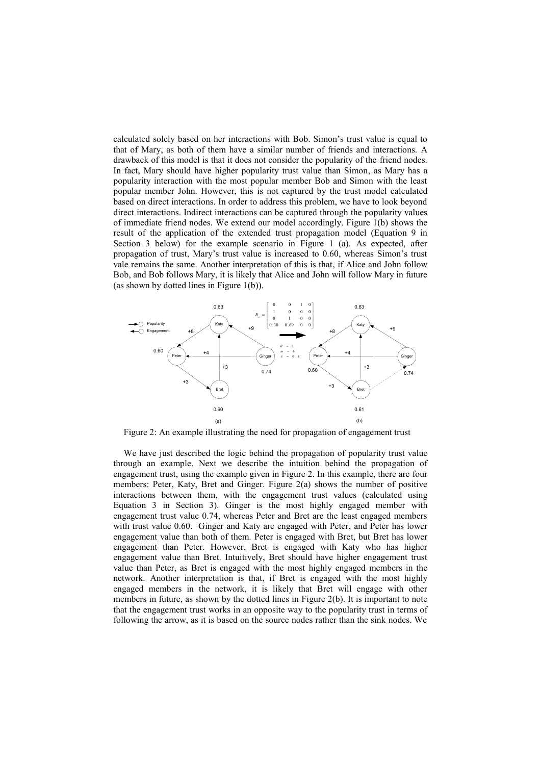calculated solely based on her interactions with Bob. Simon's trust value is equal to that of Mary, as both of them have a similar number of friends and interactions. A drawback of this model is that it does not consider the popularity of the friend nodes. In fact, Mary should have higher popularity trust value than Simon, as Mary has a popularity interaction with the most popular member Bob and Simon with the least popular member John. However, this is not captured by the trust model calculated based on direct interactions. In order to address this problem, we have to look beyond direct interactions. Indirect interactions can be captured through the popularity values of immediate friend nodes. We extend our model accordingly. Figure 1(b) shows the result of the application of the extended trust propagation model (Equation 9 in Section 3 below) for the example scenario in Figure 1 (a). As expected, after propagation of trust, Mary's trust value is increased to 0.60, whereas Simon's trust vale remains the same. Another interpretation of this is that, if Alice and John follow Bob, and Bob follows Mary, it is likely that Alice and John will follow Mary in future (as shown by dotted lines in Figure 1(b)).

Figure 2: An example illustrating the need for propagation of engagement trust

We have just described the logic behind the propagation of popularity trust value through an example. Next we describe the intuition behind the propagation of engagement trust, using the example given in Figure 2. In this example, there are four members: Peter, Katy, Bret and Ginger. Figure 2(a) shows the number of positive interactions between them, with the engagement trust values (calculated using Equation 3 in Section 3). Ginger is the most highly engaged member with engagement trust value 0.74, whereas Peter and Bret are the least engaged members with trust value 0.60. Ginger and Katy are engaged with Peter, and Peter has lower engagement value than both of them. Peter is engaged with Bret, but Bret has lower engagement than Peter. However, Bret is engaged with Katy who has higher engagement value than Bret. Intuitively, Bret should have higher engagement trust value than Peter, as Bret is engaged with the most highly engaged members in the network. Another interpretation is that, if Bret is engaged with the most highly engaged members in the network, it is likely that Bret will engage with other members in future, as shown by the dotted lines in Figure 2(b). It is important to note that the engagement trust works in an opposite way to the popularity trust in terms of following the arrow, as it is based on the source nodes rather than the sink nodes. We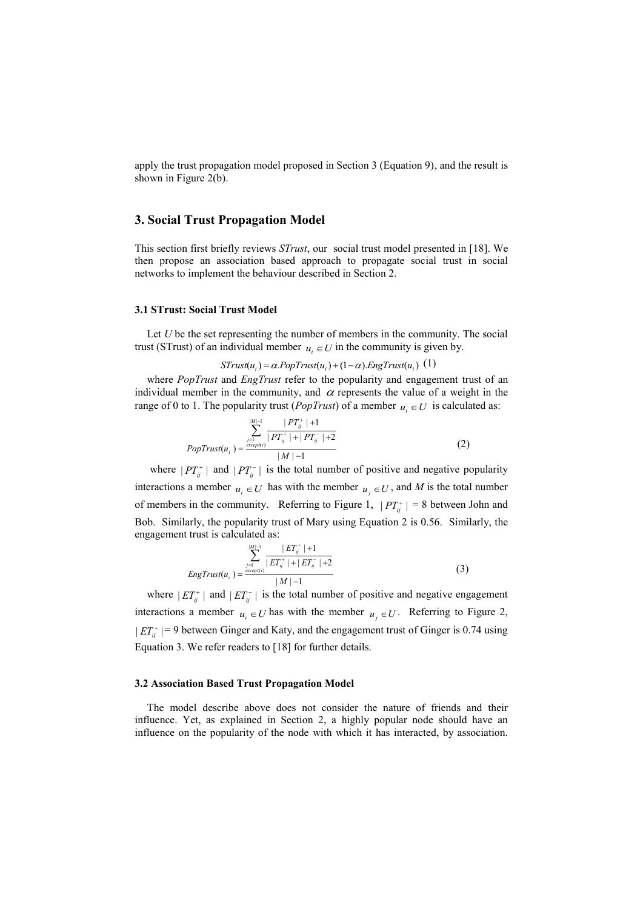apply the trust propagation model proposed in Section 3 (Equation 9), and the result is shown in Figure 2(b).

## 3. Social Trust Propagation Model

This section first briefly reviews *STrust*, our social trust model presented in [18]. We then propose an association based approach to propagate social trust in social networks to implement the behaviour described in Section 2.

### 3.1 STrust: Social Trust Model

Let $U$ be the set representing the number of members in the community. The social trust (STrust) of an individual member $u_i \in U$ in the community is given by.

$$STrust(u_i) = \alpha.PopTrust(u_i) + (1-\alpha).EngTrust(u_i) \quad (1)$$

where *PopTrust* and *EngTrust* refer to the popularity and engagement trust of an individual member in the community, and $\alpha$ represents the value of a weight in the range of 0 to 1. The popularity trust (*PopTrust*) of a member $u_i \in U$ is calculated as:

$$PopTrust(u_i) = \frac{\sum_{\substack{j=1 \\ except(i)}}^{|M|-1} \frac{|PT_{ij}^{+}|+1}{|PT_{ij}^{+}|+|PT_{ij}^{-}|+2}}{|M|-1} \quad (2)$$

where $|PT_{ij}^{+}|$ and $|PT_{ij}^{-}|$ is the total number of positive and negative popularity interactions a member $u_i \in U$ has with the member $u_j \in U$, and $M$ is the total number of members in the community. Referring to Figure 1, $|PT_{ij}^{+}|$ = 8 between John and Bob. Similarly, the popularity trust of Mary using Equation 2 is 0.56. Similarly, the engagement trust is calculated as:

$$EngTrust(u_i) = \frac{\sum_{\substack{j=1 \\ except(i)}}^{|M|-1} \frac{|ET_{ij}^{+}|+1}{|ET_{ij}^{+}|+|ET_{ij}^{-}|+2}}{|M|-1} \quad (3)$$

where $|ET_{ij}^{+}|$ and $|ET_{ij}^{-}|$ is the total number of positive and negative engagement interactions a member $u_i \in U$ has with the member $u_j \in U$. Referring to Figure 2, $|ET_{ij}^{+}|$= 9 between Ginger and Katy, and the engagement trust of Ginger is 0.74 using Equation 3. We refer readers to [18] for further details.

### 3.2 Association Based Trust Propagation Model

The model describe above does not consider the nature of friends and their influence. Yet, as explained in Section 2, a highly popular node should have an influence on the popularity of the node with which it has interacted, by association.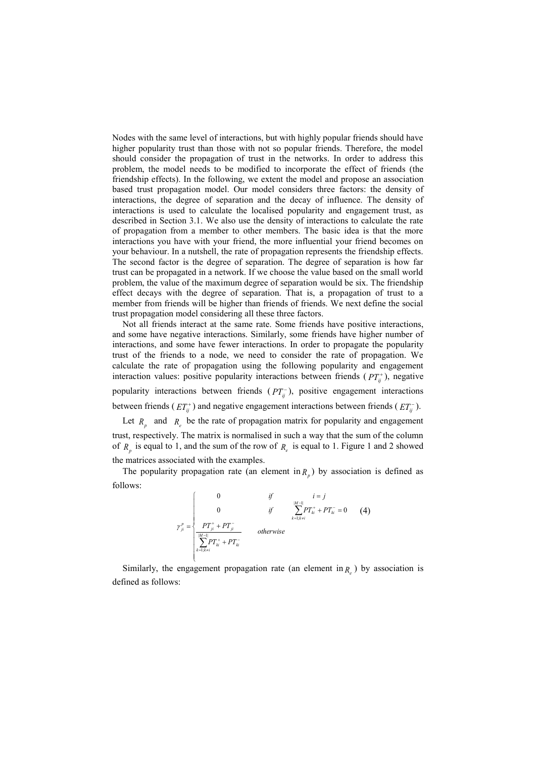Nodes with the same level of interactions, but with highly popular friends should have higher popularity trust than those with not so popular friends. Therefore, the model should consider the propagation of trust in the networks. In order to address this problem, the model needs to be modified to incorporate the effect of friends (the friendship effects). In the following, we extent the model and propose an association based trust propagation model. Our model considers three factors: the density of interactions, the degree of separation and the decay of influence. The density of interactions is used to calculate the localised popularity and engagement trust, as described in Section 3.1. We also use the density of interactions to calculate the rate of propagation from a member to other members. The basic idea is that the more interactions you have with your friend, the more influential your friend becomes on your behaviour. In a nutshell, the rate of propagation represents the friendship effects. The second factor is the degree of separation. The degree of separation is how far trust can be propagated in a network. If we choose the value based on the small world problem, the value of the maximum degree of separation would be six. The friendship effect decays with the degree of separation. That is, a propagation of trust to a member from friends will be higher than friends of friends. We next define the social trust propagation model considering all these three factors.

Not all friends interact at the same rate. Some friends have positive interactions, and some have negative interactions. Similarly, some friends have higher number of interactions, and some have fewer interactions. In order to propagate the popularity trust of the friends to a node, we need to consider the rate of propagation. We calculate the rate of propagation using the following popularity and engagement interaction values: positive popularity interactions between friends ($PT_{ij}^{+}$), negative popularity interactions between friends ($PT_{ij}^{-}$), positive engagement interactions between friends ($ET_{ij}^{+}$) and negative engagement interactions between friends ($ET_{ij}^{-}$).

Let $R_p$ and $R_e$ be the rate of propagation matrix for popularity and engagement trust, respectively. The matrix is normalised in such a way that the sum of the column of $R_p$ is equal to 1, and the sum of the row of $R_e$ is equal to 1. Figure 1 and 2 showed the matrices associated with the examples.

The popularity propagation rate (an element in $R_p$) by association is defined as follows:

$$\gamma_{ji}^{p} = \begin{cases} 0 & if \quad i = j \\ 0 & if \quad \sum_{k=1;k \neq i}^{|M-1|} PT_{ki}^{+} + PT_{ki}^{-} = 0 \\ \dfrac{PT_{ji}^{+} + PT_{ji}^{-}}{\sum_{k=1;k \neq i}^{|M-1|} PT_{ki}^{+} + PT_{ki}^{-}} & otherwise \end{cases} \quad (4)$$

Similarly, the engagement propagation rate (an element in $R_e$) by association is defined as follows: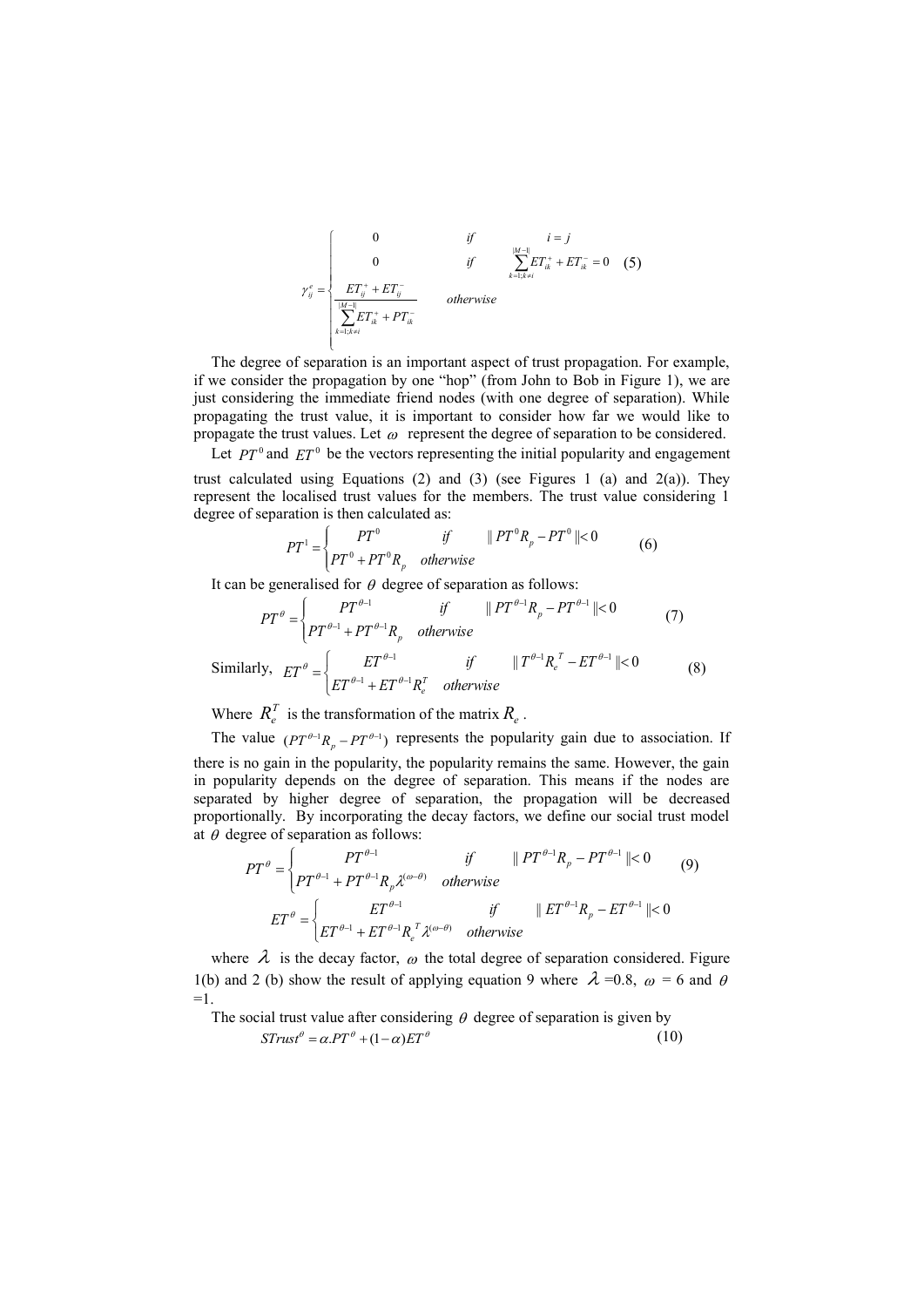$$\gamma_{ij}^{e} = \begin{cases} 0 & if \quad i = j \\ 0 & if \quad \sum_{k=1;k\neq i}^{|M-1|} ET_{ik}^{+} + ET_{ik}^{-} = 0 \\ \dfrac{ET_{ij}^{+} + ET_{ij}^{-}}{\sum_{k=1;k\neq i}^{|M-1|} ET_{ik}^{+} + PT_{ik}^{-}} & otherwise \end{cases} \quad (5)$$

The degree of separation is an important aspect of trust propagation. For example, if we consider the propagation by one "hop" (from John to Bob in Figure 1), we are just considering the immediate friend nodes (with one degree of separation). While propagating the trust value, it is important to consider how far we would like to propagate the trust values. Let $\omega$ represent the degree of separation to be considered.

Let $PT^0$ and $ET^0$ be the vectors representing the initial popularity and engagement trust calculated using Equations (2) and (3) (see Figures 1 (a) and 2(a)). They represent the localised trust values for the members. The trust value considering 1 degree of separation is then calculated as:

$$PT^{1} = \begin{cases} PT^{0} & if \quad \| PT^{0}R_{p} - PT^{0} \| < 0 \\ PT^{0} + PT^{0}R_{p} & otherwise \end{cases} \quad (6)$$

It can be generalised for $\theta$ degree of separation as follows:

$$PT^{\theta} = \begin{cases} PT^{\theta-1} & if \quad \| PT^{\theta-1}R_{p} - PT^{\theta-1} \| < 0 \\ PT^{\theta-1} + PT^{\theta-1}R_{p} & otherwise \end{cases} \quad (7)$$

Similarly, $$ET^{\theta} = \begin{cases} ET^{\theta-1} & if \quad \| T^{\theta-1}R_{e}^{T} - ET^{\theta-1} \| < 0 \\ ET^{\theta-1} + ET^{\theta-1}R_{e}^{T} & otherwise \end{cases} \quad (8)$$

Where $R_e^T$ is the transformation of the matrix $R_e$.

The value $(PT^{\theta-1}R_p - PT^{\theta-1})$ represents the popularity gain due to association. If there is no gain in the popularity, the popularity remains the same. However, the gain in popularity depends on the degree of separation. This means if the nodes are separated by higher degree of separation, the propagation will be decreased proportionally. By incorporating the decay factors, we define our social trust model at $\theta$ degree of separation as follows:

$$PT^{\theta} = \begin{cases} PT^{\theta-1} & if \quad \| PT^{\theta-1}R_{p} - PT^{\theta-1} \| < 0 \\ PT^{\theta-1} + PT^{\theta-1}R_{p}\lambda^{(\omega-\theta)} & otherwise \end{cases} \quad (9)$$

$$ET^{\theta} = \begin{cases} ET^{\theta-1} & if \quad \| ET^{\theta-1}R_{p} - ET^{\theta-1} \| < 0 \\ ET^{\theta-1} + ET^{\theta-1}R_{e}^{T}\lambda^{(\omega-\theta)} & otherwise \end{cases}$$

where $\lambda$ is the decay factor, $\omega$ the total degree of separation considered. Figure 1(b) and 2 (b) show the result of applying equation 9 where $\lambda$ =0.8, $\omega$ = 6 and $\theta$ =1.

The social trust value after considering $\theta$ degree of separation is given by

$$STrust^{\theta} = \alpha.PT^{\theta} + (1-\alpha)ET^{\theta} \quad (10)$$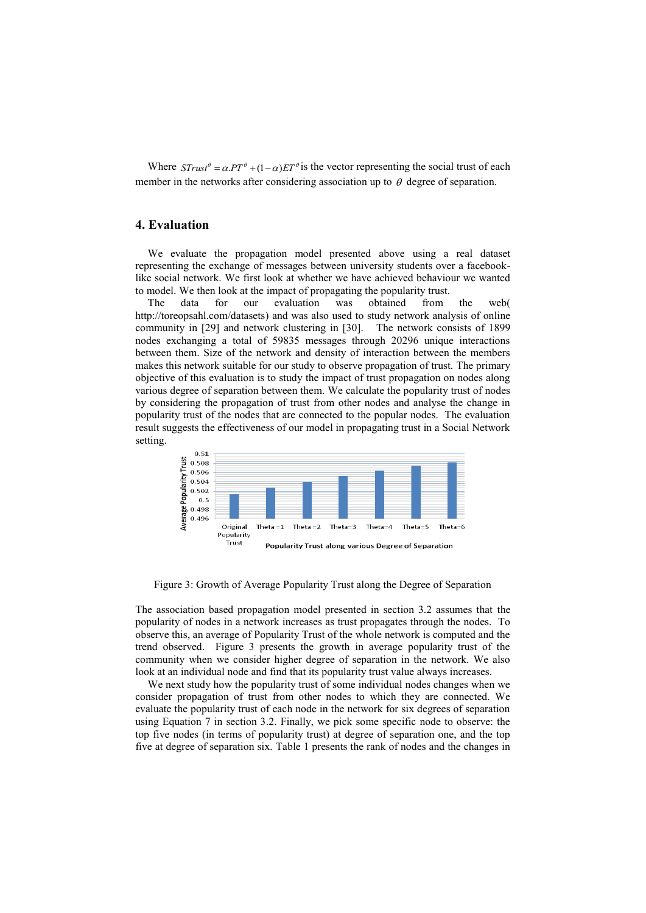Where $STrust^{\theta} = \alpha.PT^{\theta} + (1-\alpha)ET^{\theta}$ is the vector representing the social trust of each member in the networks after considering association up to $\theta$ degree of separation.

## 4. Evaluation

We evaluate the propagation model presented above using a real dataset representing the exchange of messages between university students over a facebook-like social network. We first look at whether we have achieved behaviour we wanted to model. We then look at the impact of propagating the popularity trust.

The data for our evaluation was obtained from the web( http://toreopsahl.com/datasets) and was also used to study network analysis of online community in [29] and network clustering in [30]. The network consists of 1899 nodes exchanging a total of 59835 messages through 20296 unique interactions between them. Size of the network and density of interaction between the members makes this network suitable for our study to observe propagation of trust. The primary objective of this evaluation is to study the impact of trust propagation on nodes along various degree of separation between them. We calculate the popularity trust of nodes by considering the propagation of trust from other nodes and analyse the change in popularity trust of the nodes that are connected to the popular nodes. The evaluation result suggests the effectiveness of our model in propagating trust in a Social Network setting.

Figure 3: Growth of Average Popularity Trust along the Degree of Separation

The association based propagation model presented in section 3.2 assumes that the popularity of nodes in a network increases as trust propagates through the nodes. To observe this, an average of Popularity Trust of the whole network is computed and the trend observed. Figure 3 presents the growth in average popularity trust of the community when we consider higher degree of separation in the network. We also look at an individual node and find that its popularity trust value always increases.

We next study how the popularity trust of some individual nodes changes when we consider propagation of trust from other nodes to which they are connected. We evaluate the popularity trust of each node in the network for six degrees of separation using Equation 7 in section 3.2. Finally, we pick some specific node to observe: the top five nodes (in terms of popularity trust) at degree of separation one, and the top five at degree of separation six. Table 1 presents the rank of nodes and the changes in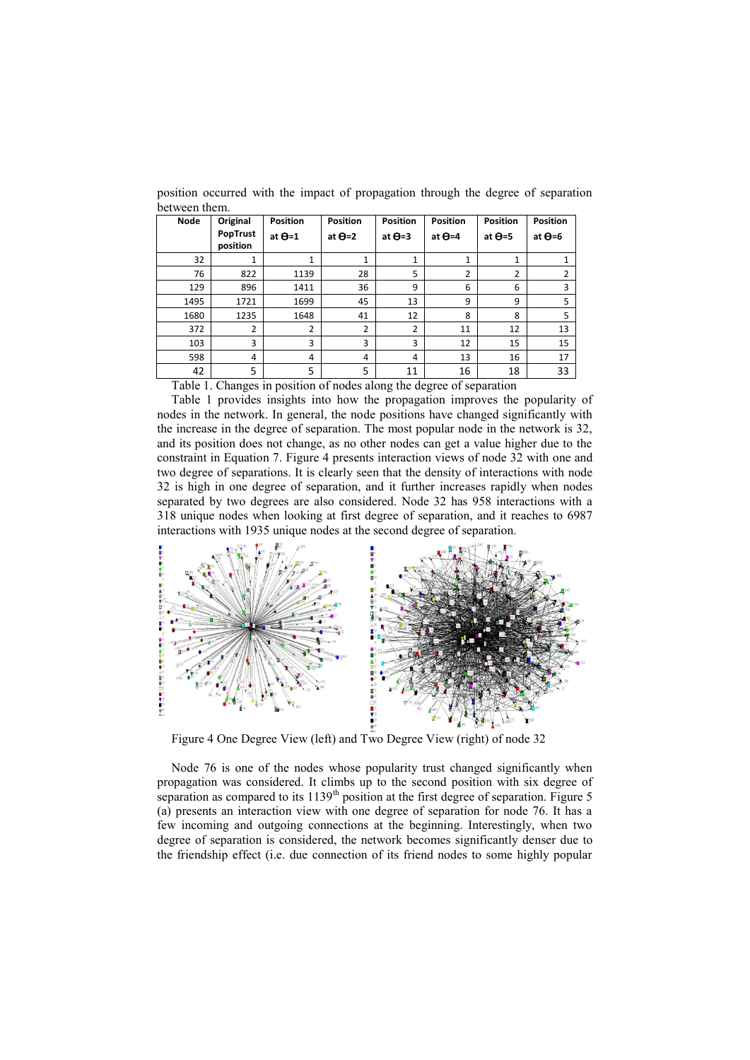position occurred with the impact of propagation through the degree of separation between them.

| Node | Original PopTrust position | Position at ϴ=1 | Position at ϴ=2 | Position at ϴ=3 | Position at ϴ=4 | Position at ϴ=5 | Position at ϴ=6 |
|---|---|---|---|---|---|---|---|
| 32 | 1 | 1 | 1 | 1 | 1 | 1 | 1 |
| 76 | 822 | 1139 | 28 | 5 | 2 | 2 | 2 |
| 129 | 896 | 1411 | 36 | 9 | 6 | 6 | 3 |
| 1495 | 1721 | 1699 | 45 | 13 | 9 | 9 | 5 |
| 1680 | 1235 | 1648 | 41 | 12 | 8 | 8 | 5 |
| 372 | 2 | 2 | 2 | 2 | 11 | 12 | 13 |
| 103 | 3 | 3 | 3 | 3 | 12 | 15 | 15 |
| 598 | 4 | 4 | 4 | 4 | 13 | 16 | 17 |
| 42 | 5 | 5 | 5 | 11 | 16 | 18 | 33 |

Table 1. Changes in position of nodes along the degree of separation

Table 1 provides insights into how the propagation improves the popularity of nodes in the network. In general, the node positions have changed significantly with the increase in the degree of separation. The most popular node in the network is 32, and its position does not change, as no other nodes can get a value higher due to the constraint in Equation 7. Figure 4 presents interaction views of node 32 with one and two degree of separations. It is clearly seen that the density of interactions with node 32 is high in one degree of separation, and it further increases rapidly when nodes separated by two degrees are also considered. Node 32 has 958 interactions with a 318 unique nodes when looking at first degree of separation, and it reaches to 6987 interactions with 1935 unique nodes at the second degree of separation.

Figure 4 One Degree View (left) and Two Degree View (right) of node 32

Node 76 is one of the nodes whose popularity trust changed significantly when propagation was considered. It climbs up to the second position with six degree of separation as compared to its 1139th position at the first degree of separation. Figure 5 (a) presents an interaction view with one degree of separation for node 76. It has a few incoming and outgoing connections at the beginning. Interestingly, when two degree of separation is considered, the network becomes significantly denser due to the friendship effect (i.e. due connection of its friend nodes to some highly popular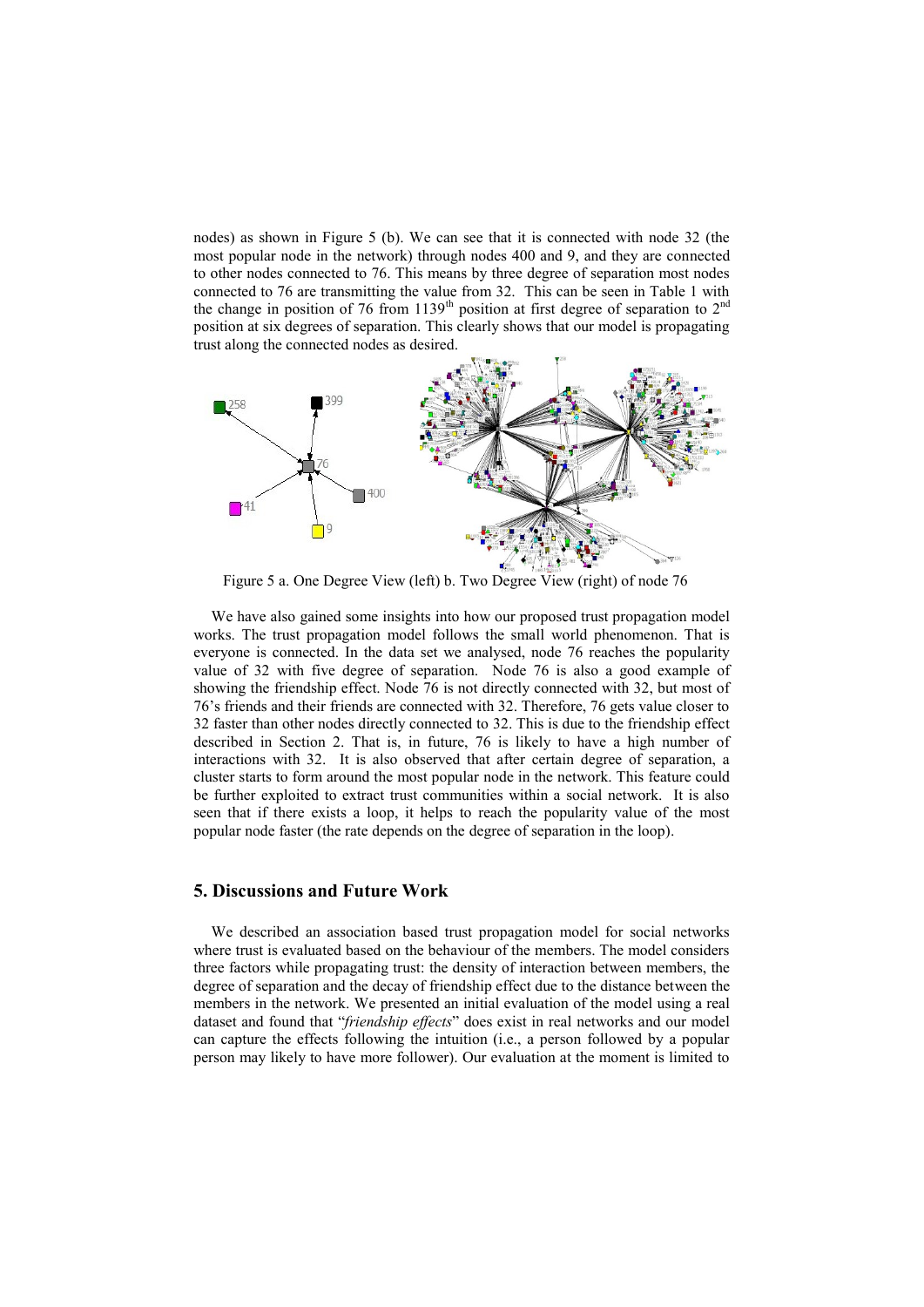nodes) as shown in Figure 5 (b). We can see that it is connected with node 32 (the most popular node in the network) through nodes 400 and 9, and they are connected to other nodes connected to 76. This means by three degree of separation most nodes connected to 76 are transmitting the value from 32. This can be seen in Table 1 with the change in position of 76 from 1139th position at first degree of separation to 2nd position at six degrees of separation. This clearly shows that our model is propagating trust along the connected nodes as desired.

Figure 5 a. One Degree View (left) b. Two Degree View (right) of node 76

We have also gained some insights into how our proposed trust propagation model works. The trust propagation model follows the small world phenomenon. That is everyone is connected. In the data set we analysed, node 76 reaches the popularity value of 32 with five degree of separation. Node 76 is also a good example of showing the friendship effect. Node 76 is not directly connected with 32, but most of 76's friends and their friends are connected with 32. Therefore, 76 gets value closer to 32 faster than other nodes directly connected to 32. This is due to the friendship effect described in Section 2. That is, in future, 76 is likely to have a high number of interactions with 32. It is also observed that after certain degree of separation, a cluster starts to form around the most popular node in the network. This feature could be further exploited to extract trust communities within a social network. It is also seen that if there exists a loop, it helps to reach the popularity value of the most popular node faster (the rate depends on the degree of separation in the loop).

## 5. Discussions and Future Work

We described an association based trust propagation model for social networks where trust is evaluated based on the behaviour of the members. The model considers three factors while propagating trust: the density of interaction between members, the degree of separation and the decay of friendship effect due to the distance between the members in the network. We presented an initial evaluation of the model using a real dataset and found that "*friendship effects*" does exist in real networks and our model can capture the effects following the intuition (i.e., a person followed by a popular person may likely to have more follower). Our evaluation at the moment is limited to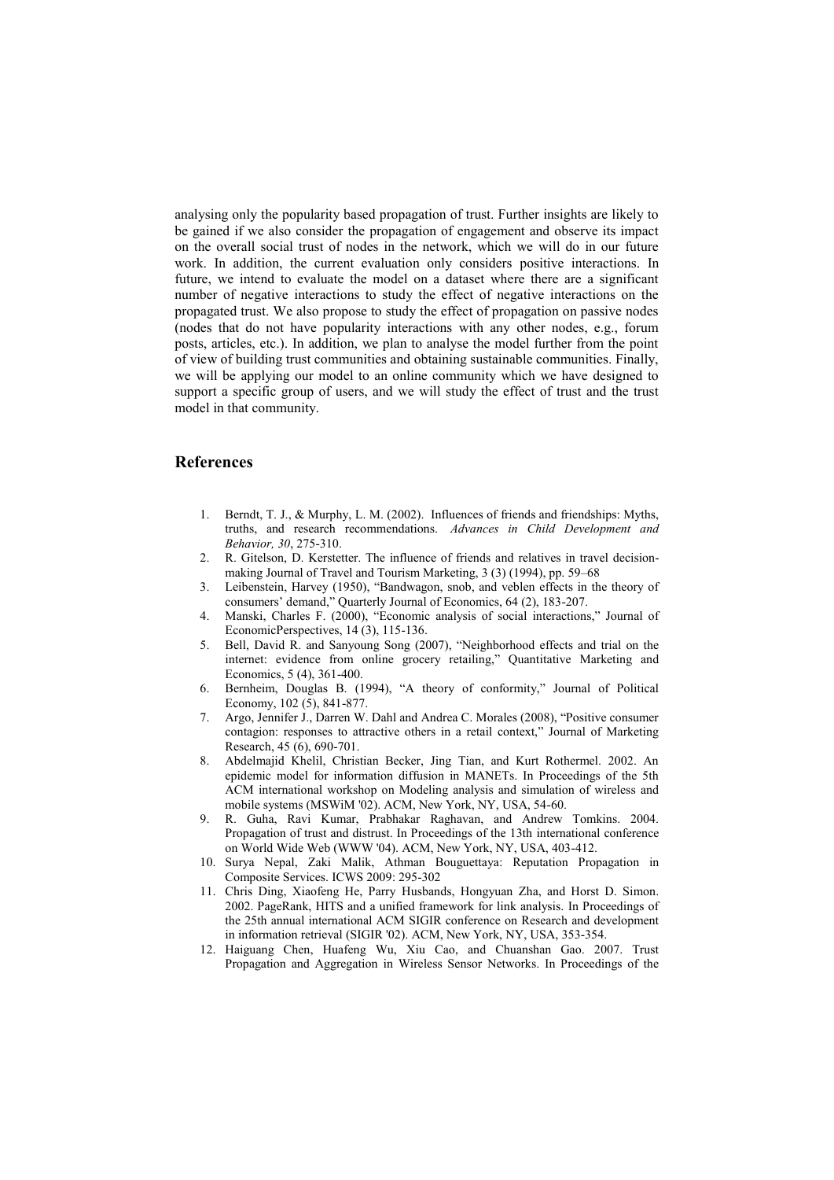analysing only the popularity based propagation of trust. Further insights are likely to be gained if we also consider the propagation of engagement and observe its impact on the overall social trust of nodes in the network, which we will do in our future work. In addition, the current evaluation only considers positive interactions. In future, we intend to evaluate the model on a dataset where there are a significant number of negative interactions to study the effect of negative interactions on the propagated trust. We also propose to study the effect of propagation on passive nodes (nodes that do not have popularity interactions with any other nodes, e.g., forum posts, articles, etc.). In addition, we plan to analyse the model further from the point of view of building trust communities and obtaining sustainable communities. Finally, we will be applying our model to an online community which we have designed to support a specific group of users, and we will study the effect of trust and the trust model in that community.

## References

1. Berndt, T. J., & Murphy, L. M. (2002). Influences of friends and friendships: Myths, truths, and research recommendations. *Advances in Child Development and Behavior, 30*, 275-310.
2. R. Gitelson, D. Kerstetter. The influence of friends and relatives in travel decision-making Journal of Travel and Tourism Marketing, 3 (3) (1994), pp. 59–68
3. Leibenstein, Harvey (1950), "Bandwagon, snob, and veblen effects in the theory of consumers' demand," Quarterly Journal of Economics, 64 (2), 183-207.
4. Manski, Charles F. (2000), "Economic analysis of social interactions," Journal of EconomicPerspectives, 14 (3), 115-136.
5. Bell, David R. and Sanyoung Song (2007), "Neighborhood effects and trial on the internet: evidence from online grocery retailing," Quantitative Marketing and Economics, 5 (4), 361-400.
6. Bernheim, Douglas B. (1994), "A theory of conformity," Journal of Political Economy, 102 (5), 841-877.
7. Argo, Jennifer J., Darren W. Dahl and Andrea C. Morales (2008), "Positive consumer contagion: responses to attractive others in a retail context," Journal of Marketing Research, 45 (6), 690-701.
8. Abdelmajid Khelil, Christian Becker, Jing Tian, and Kurt Rothermel. 2002. An epidemic model for information diffusion in MANETs. In Proceedings of the 5th ACM international workshop on Modeling analysis and simulation of wireless and mobile systems (MSWiM '02). ACM, New York, NY, USA, 54-60.
9. R. Guha, Ravi Kumar, Prabhakar Raghavan, and Andrew Tomkins. 2004. Propagation of trust and distrust. In Proceedings of the 13th international conference on World Wide Web (WWW '04). ACM, New York, NY, USA, 403-412.
10. Surya Nepal, Zaki Malik, Athman Bouguettaya: Reputation Propagation in Composite Services. ICWS 2009: 295-302
11. Chris Ding, Xiaofeng He, Parry Husbands, Hongyuan Zha, and Horst D. Simon. 2002. PageRank, HITS and a unified framework for link analysis. In Proceedings of the 25th annual international ACM SIGIR conference on Research and development in information retrieval (SIGIR '02). ACM, New York, NY, USA, 353-354.
12. Haiguang Chen, Huafeng Wu, Xiu Cao, and Chuanshan Gao. 2007. Trust Propagation and Aggregation in Wireless Sensor Networks. In Proceedings of the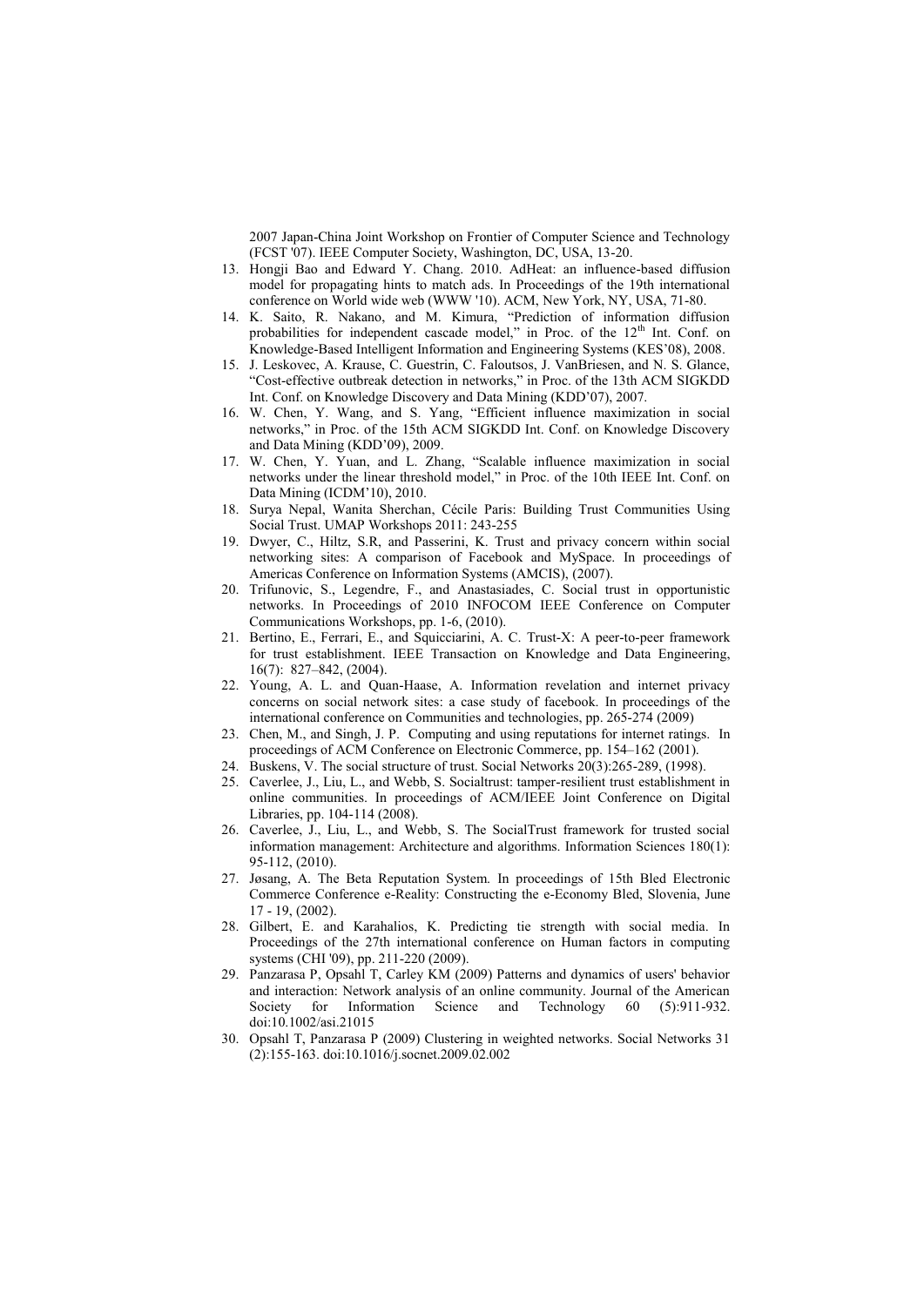2007 Japan-China Joint Workshop on Frontier of Computer Science and Technology (FCST '07). IEEE Computer Society, Washington, DC, USA, 13-20.

13. Hongji Bao and Edward Y. Chang. 2010. AdHeat: an influence-based diffusion model for propagating hints to match ads. In Proceedings of the 19th international conference on World wide web (WWW '10). ACM, New York, NY, USA, 71-80.
14. K. Saito, R. Nakano, and M. Kimura, "Prediction of information diffusion probabilities for independent cascade model," in Proc. of the 12th Int. Conf. on Knowledge-Based Intelligent Information and Engineering Systems (KES'08), 2008.
15. J. Leskovec, A. Krause, C. Guestrin, C. Faloutsos, J. VanBriesen, and N. S. Glance, "Cost-effective outbreak detection in networks," in Proc. of the 13th ACM SIGKDD Int. Conf. on Knowledge Discovery and Data Mining (KDD'07), 2007.
16. W. Chen, Y. Wang, and S. Yang, "Efficient influence maximization in social networks," in Proc. of the 15th ACM SIGKDD Int. Conf. on Knowledge Discovery and Data Mining (KDD'09), 2009.
17. W. Chen, Y. Yuan, and L. Zhang, "Scalable influence maximization in social networks under the linear threshold model," in Proc. of the 10th IEEE Int. Conf. on Data Mining (ICDM'10), 2010.
18. Surya Nepal, Wanita Sherchan, Cécile Paris: Building Trust Communities Using Social Trust. UMAP Workshops 2011: 243-255
19. Dwyer, C., Hiltz, S.R, and Passerini, K. Trust and privacy concern within social networking sites: A comparison of Facebook and MySpace. In proceedings of Americas Conference on Information Systems (AMCIS), (2007).
20. Trifunovic, S., Legendre, F., and Anastasiades, C. Social trust in opportunistic networks. In Proceedings of 2010 INFOCOM IEEE Conference on Computer Communications Workshops, pp. 1-6, (2010).
21. Bertino, E., Ferrari, E., and Squicciarini, A. C. Trust-X: A peer-to-peer framework for trust establishment. IEEE Transaction on Knowledge and Data Engineering, 16(7): 827–842, (2004).
22. Young, A. L. and Quan-Haase, A. Information revelation and internet privacy concerns on social network sites: a case study of facebook. In proceedings of the international conference on Communities and technologies, pp. 265-274 (2009)
23. Chen, M., and Singh, J. P. Computing and using reputations for internet ratings. In proceedings of ACM Conference on Electronic Commerce, pp. 154–162 (2001).
24. Buskens, V. The social structure of trust. Social Networks 20(3):265-289, (1998).
25. Caverlee, J., Liu, L., and Webb, S. Socialtrust: tamper-resilient trust establishment in online communities. In proceedings of ACM/IEEE Joint Conference on Digital Libraries, pp. 104-114 (2008).
26. Caverlee, J., Liu, L., and Webb, S. The SocialTrust framework for trusted social information management: Architecture and algorithms. Information Sciences 180(1): 95-112, (2010).
27. Jøsang, A. The Beta Reputation System. In proceedings of 15th Bled Electronic Commerce Conference e-Reality: Constructing the e-Economy Bled, Slovenia, June 17 - 19, (2002).
28. Gilbert, E. and Karahalios, K. Predicting tie strength with social media. In Proceedings of the 27th international conference on Human factors in computing systems (CHI '09), pp. 211-220 (2009).
29. Panzarasa P, Opsahl T, Carley KM (2009) Patterns and dynamics of users' behavior and interaction: Network analysis of an online community. Journal of the American Society for Information Science and Technology 60 (5):911-932. doi:10.1002/asi.21015
30. Opsahl T, Panzarasa P (2009) Clustering in weighted networks. Social Networks 31 (2):155-163. doi:10.1016/j.socnet.2009.02.002